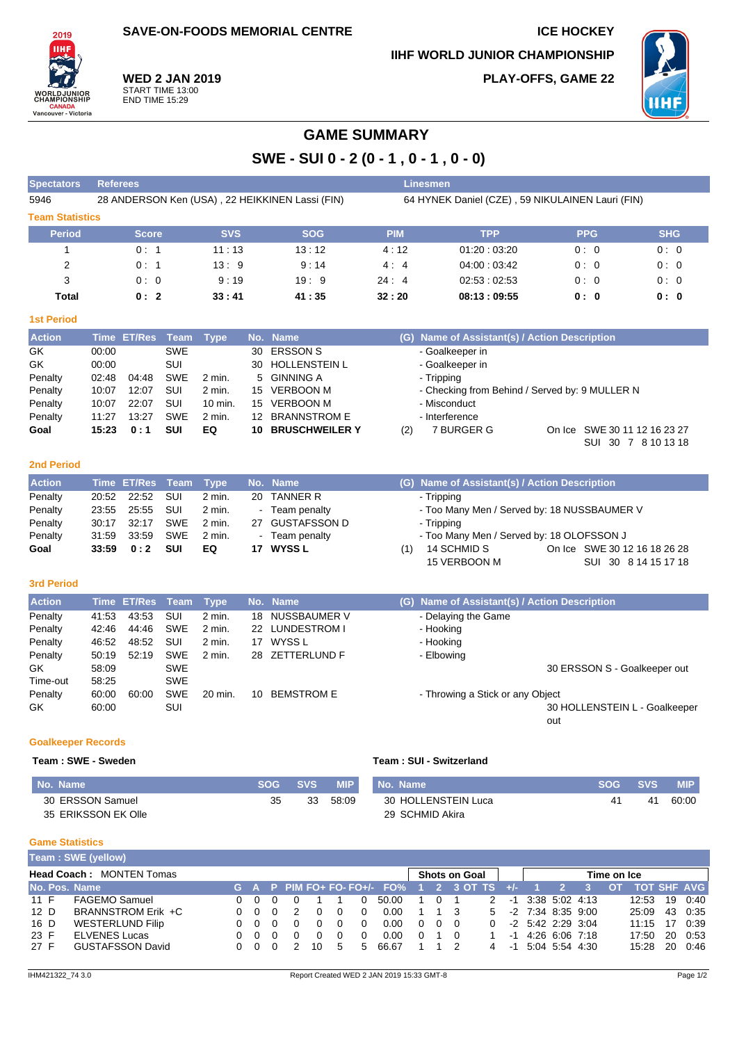SAVE-ON-FOODS MEMORIAL CENTRE

ICE HOCKEY

IIHF WORLD JUNIOR CHAMPIONSHIP

**WED 2 JAN 2019**
START TIME 13:00
END TIME 15:29

PLAY-OFFS, GAME 22

# GAME SUMMARY

## SWE - SUI 0 - 2 (0 - 1 , 0 - 1 , 0 - 0)

| Spectators | Referees | Linesmen |
|---|---|---|
| 5946 | 28 ANDERSON Ken (USA) , 22 HEIKKINEN Lassi (FIN) | 64 HYNEK Daniel (CZE) , 59 NIKULAINEN Lauri (FIN) |

### Team Statistics

| Period | Score | SVS | SOG | PIM | TPP | PPG | SHG |
|---|---|---|---|---|---|---|---|
| 1 | 0 : 1 | 11 : 13 | 13 : 12 | 4 : 12 | 01:20 : 03:20 | 0 : 0 | 0 : 0 |
| 2 | 0 : 1 | 13 : 9 | 9 : 14 | 4 : 4 | 04:00 : 03:42 | 0 : 0 | 0 : 0 |
| 3 | 0 : 0 | 9 : 19 | 19 : 9 | 24 : 4 | 02:53 : 02:53 | 0 : 0 | 0 : 0 |
| **Total** | **0 : 2** | **33 : 41** | **41 : 35** | **32 : 20** | **08:13 : 09:55** | **0 : 0** | **0 : 0** |

### 1st Period

| Action | Time | ET/Res | Team | Type | No. | Name | (G) | Name of Assistant(s) / Action Description |
|---|---|---|---|---|---|---|---|---|
| GK | 00:00 | | SWE | | 30 | ERSSON S | | - Goalkeeper in |
| GK | 00:00 | | SUI | | 30 | HOLLENSTEIN L | | - Goalkeeper in |
| Penalty | 02:48 | 04:48 | SWE | 2 min. | 5 | GINNING A | | - Tripping |
| Penalty | 10:07 | 12:07 | SUI | 2 min. | 15 | VERBOON M | | - Checking from Behind / Served by: 9 MULLER N |
| Penalty | 10:07 | 22:07 | SUI | 10 min. | 15 | VERBOON M | | - Misconduct |
| Penalty | 11:27 | 13:27 | SWE | 2 min. | 12 | BRANNSTROM E | | - Interference |
| **Goal** | **15:23** | **0 : 1** | **SUI** | **EQ** | **10** | **BRUSCHWEILER Y** | (2) | 7 BURGER G — On Ice SWE 30 11 12 16 23 27; SUI 30 7 8 10 13 18 |

### 2nd Period

| Action | Time | ET/Res | Team | Type | No. | Name | (G) | Name of Assistant(s) / Action Description |
|---|---|---|---|---|---|---|---|---|
| Penalty | 20:52 | 22:52 | SUI | 2 min. | 20 | TANNER R | | - Tripping |
| Penalty | 23:55 | 25:55 | SUI | 2 min. | - | Team penalty | | - Too Many Men / Served by: 18 NUSSBAUMER V |
| Penalty | 30:17 | 32:17 | SWE | 2 min. | 27 | GUSTAFSSON D | | - Tripping |
| Penalty | 31:59 | 33:59 | SWE | 2 min. | - | Team penalty | | - Too Many Men / Served by: 18 OLOFSSON J |
| **Goal** | **33:59** | **0 : 2** | **SUI** | **EQ** | **17** | **WYSS L** | (1) | 14 SCHMID S, 15 VERBOON M — On Ice SWE 30 12 16 18 26 28; SUI 30 8 14 15 17 18 |

### 3rd Period

| Action | Time | ET/Res | Team | Type | No. | Name | (G) | Name of Assistant(s) / Action Description |
|---|---|---|---|---|---|---|---|---|
| Penalty | 41:53 | 43:53 | SUI | 2 min. | 18 | NUSSBAUMER V | | - Delaying the Game |
| Penalty | 42:46 | 44:46 | SWE | 2 min. | 22 | LUNDESTROM I | | - Hooking |
| Penalty | 46:52 | 48:52 | SUI | 2 min. | 17 | WYSS L | | - Hooking |
| Penalty | 50:19 | 52:19 | SWE | 2 min. | 28 | ZETTERLUND F | | - Elbowing |
| GK | 58:09 | | SWE | | | | | 30 ERSSON S - Goalkeeper out |
| Time-out | 58:25 | | SWE | | | | | |
| Penalty | 60:00 | 60:00 | SWE | 20 min. | 10 | BEMSTROM E | | - Throwing a Stick or any Object |
| GK | 60:00 | | SUI | | | | | 30 HOLLENSTEIN L - Goalkeeper out |

### Goalkeeper Records

**Team : SWE - Sweden**

| No. Name | SOG | SVS | MIP |
|---|---|---|---|
| 30 ERSSON Samuel | 35 | 33 | 58:09 |
| 35 ERIKSSON EK Olle | | | |

**Team : SUI - Switzerland**

| No. Name | SOG | SVS | MIP |
|---|---|---|---|
| 30 HOLLENSTEIN Luca | 41 | 41 | 60:00 |
| 29 SCHMID Akira | | | |

### Game Statistics

**Team : SWE (yellow)**

**Head Coach :** MONTEN Tomas

| No. | Pos. | Name | G | A | P | PIM | FO+ | FO- | FO+/- | FO% | SOG 1 | SOG 2 | SOG 3 | SOG OT | SOG TS | +/- | TOI 1 | TOI 2 | TOI 3 | TOI OT | TOT | SHF | AVG |
|---|---|---|---|---|---|---|---|---|---|---|---|---|---|---|---|---|---|---|---|---|---|---|---|
| 11 | F | FAGEMO Samuel | 0 | 0 | 0 | 0 | 1 | 1 | 0 | 50.00 | 1 | 0 | 1 | | 2 | -1 | 3:38 | 5:02 | 4:13 | | 12:53 | 19 | 0:40 |
| 12 | D | BRANNSTROM Erik +C | 0 | 0 | 0 | 2 | 0 | 0 | 0 | 0.00 | 1 | 1 | 3 | | 5 | -2 | 7:34 | 8:35 | 9:00 | | 25:09 | 43 | 0:35 |
| 16 | D | WESTERLUND Filip | 0 | 0 | 0 | 0 | 0 | 0 | 0 | 0.00 | 0 | 0 | 0 | | 0 | -2 | 5:42 | 2:29 | 3:04 | | 11:15 | 17 | 0:39 |
| 23 | F | ELVENES Lucas | 0 | 0 | 0 | 0 | 0 | 0 | 0 | 0.00 | 0 | 1 | 0 | | 1 | -1 | 4:26 | 6:06 | 7:18 | | 17:50 | 20 | 0:53 |
| 27 | F | GUSTAFSSON David | 0 | 0 | 0 | 2 | 10 | 5 | 5 | 66.67 | 1 | 1 | 2 | | 4 | -1 | 5:04 | 5:54 | 4:30 | | 15:28 | 20 | 0:46 |

IHM421322_74 3.0 — Report Created WED 2 JAN 2019 15:33 GMT-8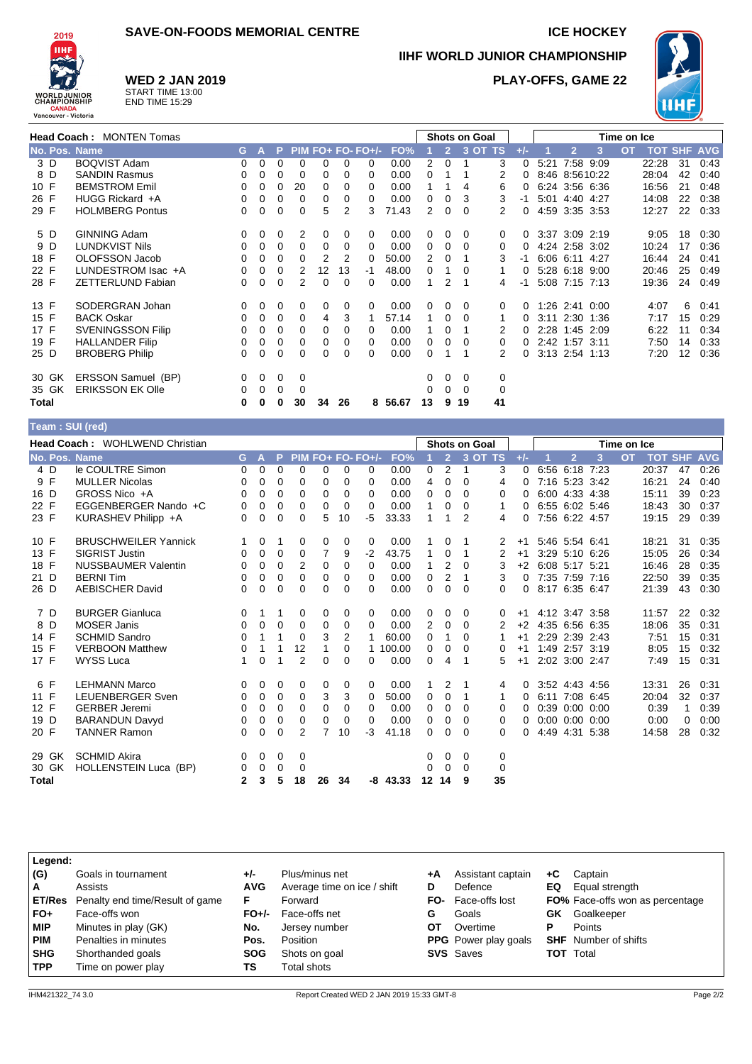# SAVE-ON-FOODS MEMORIAL CENTRE

ICE HOCKEY

IIHF WORLD JUNIOR CHAMPIONSHIP

**WED 2 JAN 2019**
START TIME 13:00
END TIME 15:29

**PLAY-OFFS, GAME 22**

**Head Coach :** MONTEN Tomas

| No. | Pos. | Name | G | A | P | PIM | FO+ | FO- | FO+/- | FO% | Shots on Goal 1 | 2 | 3 | OT | TS | +/- | Time on Ice 1 | 2 | 3 | OT | TOT | SHF | AVG |
|---|---|---|---|---|---|---|---|---|---|---|---|---|---|---|---|---|---|---|---|---|---|---|---|
| 3 | D | BOQVIST Adam | 0 | 0 | 0 | 0 | 0 | 0 | 0 | 0.00 | 2 | 0 | 1 | | 3 | 0 | 5:21 | 7:58 | 9:09 | | 22:28 | 31 | 0:43 |
| 8 | D | SANDIN Rasmus | 0 | 0 | 0 | 0 | 0 | 0 | 0 | 0.00 | 0 | 1 | 1 | | 2 | 0 | 8:46 | 8:56 | 10:22 | | 28:04 | 42 | 0:40 |
| 10 | F | BEMSTROM Emil | 0 | 0 | 0 | 20 | 0 | 0 | 0 | 0.00 | 1 | 1 | 4 | | 6 | 0 | 6:24 | 3:56 | 6:36 | | 16:56 | 21 | 0:48 |
| 26 | F | HUGG Rickard +A | 0 | 0 | 0 | 0 | 0 | 0 | 0 | 0.00 | 0 | 0 | 3 | | 3 | -1 | 5:01 | 4:40 | 4:27 | | 14:08 | 22 | 0:38 |
| 29 | F | HOLMBERG Pontus | 0 | 0 | 0 | 0 | 5 | 2 | 3 | 71.43 | 2 | 0 | 0 | | 2 | 0 | 4:59 | 3:35 | 3:53 | | 12:27 | 22 | 0:33 |
| 5 | D | GINNING Adam | 0 | 0 | 0 | 2 | 0 | 0 | 0 | 0.00 | 0 | 0 | 0 | | 0 | 0 | 3:37 | 3:09 | 2:19 | | 9:05 | 18 | 0:30 |
| 9 | D | LUNDKVIST Nils | 0 | 0 | 0 | 0 | 0 | 0 | 0 | 0.00 | 0 | 0 | 0 | | 0 | 0 | 4:24 | 2:58 | 3:02 | | 10:24 | 17 | 0:36 |
| 18 | F | OLOFSSON Jacob | 0 | 0 | 0 | 0 | 2 | 2 | 0 | 50.00 | 2 | 0 | 1 | | 3 | -1 | 6:06 | 6:11 | 4:27 | | 16:44 | 24 | 0:41 |
| 22 | F | LUNDESTROM Isac +A | 0 | 0 | 0 | 2 | 12 | 13 | -1 | 48.00 | 0 | 1 | 0 | | 1 | 0 | 5:28 | 6:18 | 9:00 | | 20:46 | 25 | 0:49 |
| 28 | F | ZETTERLUND Fabian | 0 | 0 | 0 | 2 | 0 | 0 | 0 | 0.00 | 1 | 2 | 1 | | 4 | -1 | 5:08 | 7:15 | 7:13 | | 19:36 | 24 | 0:49 |
| 13 | F | SODERGRAN Johan | 0 | 0 | 0 | 0 | 0 | 0 | 0 | 0.00 | 0 | 0 | 0 | | 0 | 0 | 1:26 | 2:41 | 0:00 | | 4:07 | 6 | 0:41 |
| 15 | F | BACK Oskar | 0 | 0 | 0 | 0 | 4 | 3 | 1 | 57.14 | 1 | 0 | 0 | | 1 | 0 | 3:11 | 2:30 | 1:36 | | 7:17 | 15 | 0:29 |
| 17 | F | SVENINGSSON Filip | 0 | 0 | 0 | 0 | 0 | 0 | 0 | 0.00 | 1 | 0 | 1 | | 2 | 0 | 2:28 | 1:45 | 2:09 | | 6:22 | 11 | 0:34 |
| 19 | F | HALLANDER Filip | 0 | 0 | 0 | 0 | 0 | 0 | 0 | 0.00 | 0 | 0 | 0 | | 0 | 0 | 2:42 | 1:57 | 3:11 | | 7:50 | 14 | 0:33 |
| 25 | D | BROBERG Philip | 0 | 0 | 0 | 0 | 0 | 0 | 0 | 0.00 | 0 | 1 | 1 | | 2 | 0 | 3:13 | 2:54 | 1:13 | | 7:20 | 12 | 0:36 |
| 30 | GK | ERSSON Samuel (BP) | 0 | 0 | 0 | 0 | | | | | 0 | 0 | 0 | | 0 | | | | | | | | |
| 35 | GK | ERIKSSON EK Olle | 0 | 0 | 0 | 0 | | | | | 0 | 0 | 0 | | 0 | | | | | | | | |
| Total | | | 0 | 0 | 0 | 30 | 34 | 26 | 8 | 56.67 | 13 | 9 | 19 | | 41 | | | | | | | | |

## Team : SUI (red)

**Head Coach :** WOHLWEND Christian

| No. | Pos. | Name | G | A | P | PIM | FO+ | FO- | FO+/- | FO% | Shots on Goal 1 | 2 | 3 | OT | TS | +/- | Time on Ice 1 | 2 | 3 | OT | TOT | SHF | AVG |
|---|---|---|---|---|---|---|---|---|---|---|---|---|---|---|---|---|---|---|---|---|---|---|---|
| 4 | D | le COULTRE Simon | 0 | 0 | 0 | 0 | 0 | 0 | 0 | 0.00 | 0 | 2 | 1 | | 3 | 0 | 6:56 | 6:18 | 7:23 | | 20:37 | 47 | 0:26 |
| 9 | F | MULLER Nicolas | 0 | 0 | 0 | 0 | 0 | 0 | 0 | 0.00 | 4 | 0 | 0 | | 4 | 0 | 7:16 | 5:23 | 3:42 | | 16:21 | 24 | 0:40 |
| 16 | D | GROSS Nico +A | 0 | 0 | 0 | 0 | 0 | 0 | 0 | 0.00 | 0 | 0 | 0 | | 0 | 0 | 6:00 | 4:33 | 4:38 | | 15:11 | 39 | 0:23 |
| 22 | F | EGGENBERGER Nando +C | 0 | 0 | 0 | 0 | 0 | 0 | 0 | 0.00 | 1 | 0 | 0 | | 1 | 0 | 6:55 | 6:02 | 5:46 | | 18:43 | 30 | 0:37 |
| 23 | F | KURASHEV Philipp +A | 0 | 0 | 0 | 0 | 5 | 10 | -5 | 33.33 | 1 | 1 | 2 | | 4 | 0 | 7:56 | 6:22 | 4:57 | | 19:15 | 29 | 0:39 |
| 10 | F | BRUSCHWEILER Yannick | 1 | 0 | 1 | 0 | 0 | 0 | 0 | 0.00 | 1 | 0 | 1 | | 2 | +1 | 5:46 | 5:54 | 6:41 | | 18:21 | 31 | 0:35 |
| 13 | F | SIGRIST Justin | 0 | 0 | 0 | 0 | 7 | 9 | -2 | 43.75 | 1 | 0 | 1 | | 2 | +1 | 3:29 | 5:10 | 6:26 | | 15:05 | 26 | 0:34 |
| 18 | F | NUSSBAUMER Valentin | 0 | 0 | 0 | 2 | 0 | 0 | 0 | 0.00 | 1 | 2 | 0 | | 3 | +2 | 6:08 | 5:17 | 5:21 | | 16:46 | 28 | 0:35 |
| 21 | D | BERNI Tim | 0 | 0 | 0 | 0 | 0 | 0 | 0 | 0.00 | 0 | 2 | 1 | | 3 | 0 | 7:35 | 7:59 | 7:16 | | 22:50 | 39 | 0:35 |
| 26 | D | AEBISCHER David | 0 | 0 | 0 | 0 | 0 | 0 | 0 | 0.00 | 0 | 0 | 0 | | 0 | 0 | 8:17 | 6:35 | 6:47 | | 21:39 | 43 | 0:30 |
| 7 | D | BURGER Gianluca | 0 | 1 | 1 | 0 | 0 | 0 | 0 | 0.00 | 0 | 0 | 0 | | 0 | +1 | 4:12 | 3:47 | 3:58 | | 11:57 | 22 | 0:32 |
| 8 | D | MOSER Janis | 0 | 0 | 0 | 0 | 0 | 0 | 0 | 0.00 | 2 | 0 | 0 | | 2 | +2 | 4:35 | 6:56 | 6:35 | | 18:06 | 35 | 0:31 |
| 14 | F | SCHMID Sandro | 0 | 1 | 1 | 0 | 3 | 2 | 1 | 60.00 | 0 | 1 | 0 | | 1 | +1 | 2:29 | 2:39 | 2:43 | | 7:51 | 15 | 0:31 |
| 15 | F | VERBOON Matthew | 0 | 1 | 1 | 12 | 1 | 0 | 1 | 100.00 | 0 | 0 | 0 | | 0 | +1 | 1:49 | 2:57 | 3:19 | | 8:05 | 15 | 0:32 |
| 17 | F | WYSS Luca | 1 | 0 | 1 | 2 | 0 | 0 | 0 | 0.00 | 0 | 4 | 1 | | 5 | +1 | 2:02 | 3:00 | 2:47 | | 7:49 | 15 | 0:31 |
| 6 | F | LEHMANN Marco | 0 | 0 | 0 | 0 | 0 | 0 | 0 | 0.00 | 1 | 2 | 1 | | 4 | 0 | 3:52 | 4:43 | 4:56 | | 13:31 | 26 | 0:31 |
| 11 | F | LEUENBERGER Sven | 0 | 0 | 0 | 0 | 3 | 3 | 0 | 50.00 | 0 | 0 | 1 | | 1 | 0 | 6:11 | 7:08 | 6:45 | | 20:04 | 32 | 0:37 |
| 12 | F | GERBER Jeremi | 0 | 0 | 0 | 0 | 0 | 0 | 0 | 0.00 | 0 | 0 | 0 | | 0 | 0 | 0:39 | 0:00 | 0:00 | | 0:39 | 1 | 0:39 |
| 19 | D | BARANDUN Davyd | 0 | 0 | 0 | 0 | 0 | 0 | 0 | 0.00 | 0 | 0 | 0 | | 0 | 0 | 0:00 | 0:00 | 0:00 | | 0:00 | 0 | 0:00 |
| 20 | F | TANNER Ramon | 0 | 0 | 0 | 2 | 7 | 10 | -3 | 41.18 | 0 | 0 | 0 | | 0 | 0 | 4:49 | 4:31 | 5:38 | | 14:58 | 28 | 0:32 |
| 29 | GK | SCHMID Akira | 0 | 0 | 0 | 0 | | | | | 0 | 0 | 0 | | 0 | | | | | | | | |
| 30 | GK | HOLLENSTEIN Luca (BP) | 0 | 0 | 0 | 0 | | | | | 0 | 0 | 0 | | 0 | | | | | | | | |
| Total | | | 2 | 3 | 5 | 18 | 26 | 34 | -8 | 43.33 | 12 | 14 | 9 | | 35 | | | | | | | | |

**Legend:**

| | | | | | | | |
|---|---|---|---|---|---|---|---|
| (G) | Goals in tournament | +/- | Plus/minus net | +A | Assistant captain | +C | Captain |
| A | Assists | AVG | Average time on ice / shift | D | Defence | EQ | Equal strength |
| ET/Res | Penalty end time/Result of game | F | Forward | FO- | Face-offs lost | FO% | Face-offs won as percentage |
| FO+ | Face-offs won | FO+/- | Face-offs net | G | Goals | GK | Goalkeeper |
| MIP | Minutes in play (GK) | No. | Jersey number | OT | Overtime | P | Points |
| PIM | Penalties in minutes | Pos. | Position | PPG | Power play goals | SHF | Number of shifts |
| SHG | Shorthanded goals | SOG | Shots on goal | SVS | Saves | TOT | Total |
| TPP | Time on power play | TS | Total shots | | | | |

IHM421322_74 3.0 Report Created WED 2 JAN 2019 15:33 GMT-8